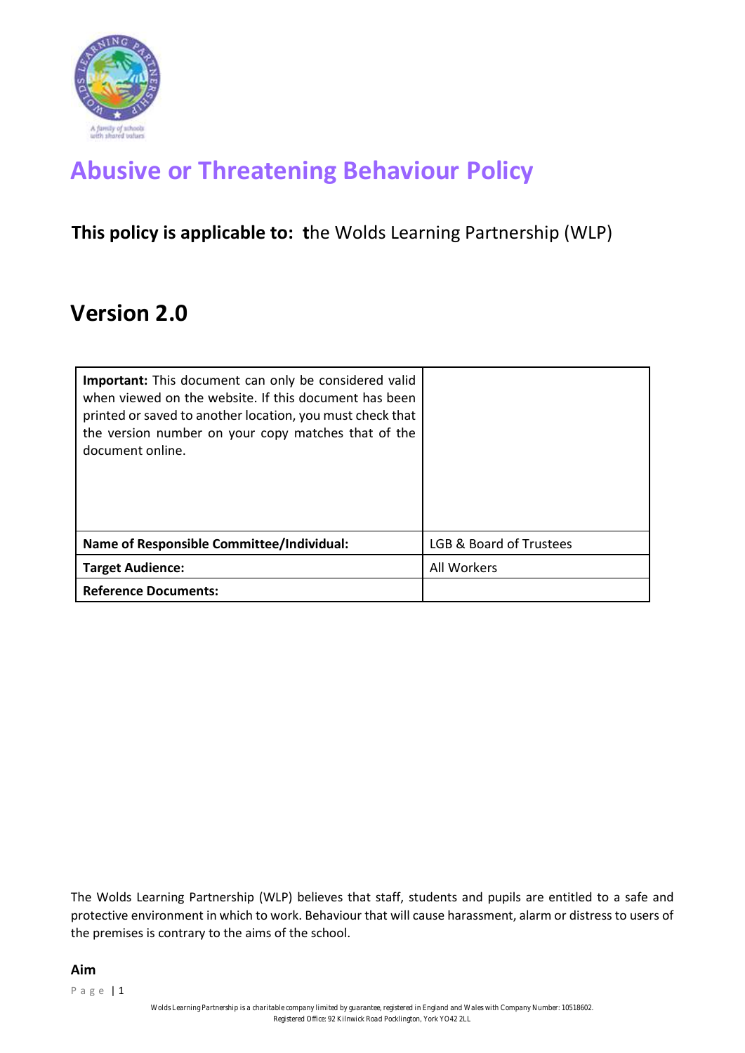# Abusive or Threatening Behaviour Policy

**This policy is applicable to: t**he Wolds Learning Partnership (WLP)

## Version 2.0

| **Important:** This document can only be considered valid when viewed on the website. If this document has been printed or saved to another location, you must check that the version number on your copy matches that of the document online. | |
|---|---|
| **Name of Responsible Committee/Individual:** | LGB & Board of Trustees |
| **Target Audience:** | All Workers |
| **Reference Documents:** | |

The Wolds Learning Partnership (WLP) believes that staff, students and pupils are entitled to a safe and protective environment in which to work. Behaviour that will cause harassment, alarm or distress to users of the premises is contrary to the aims of the school.

**Aim**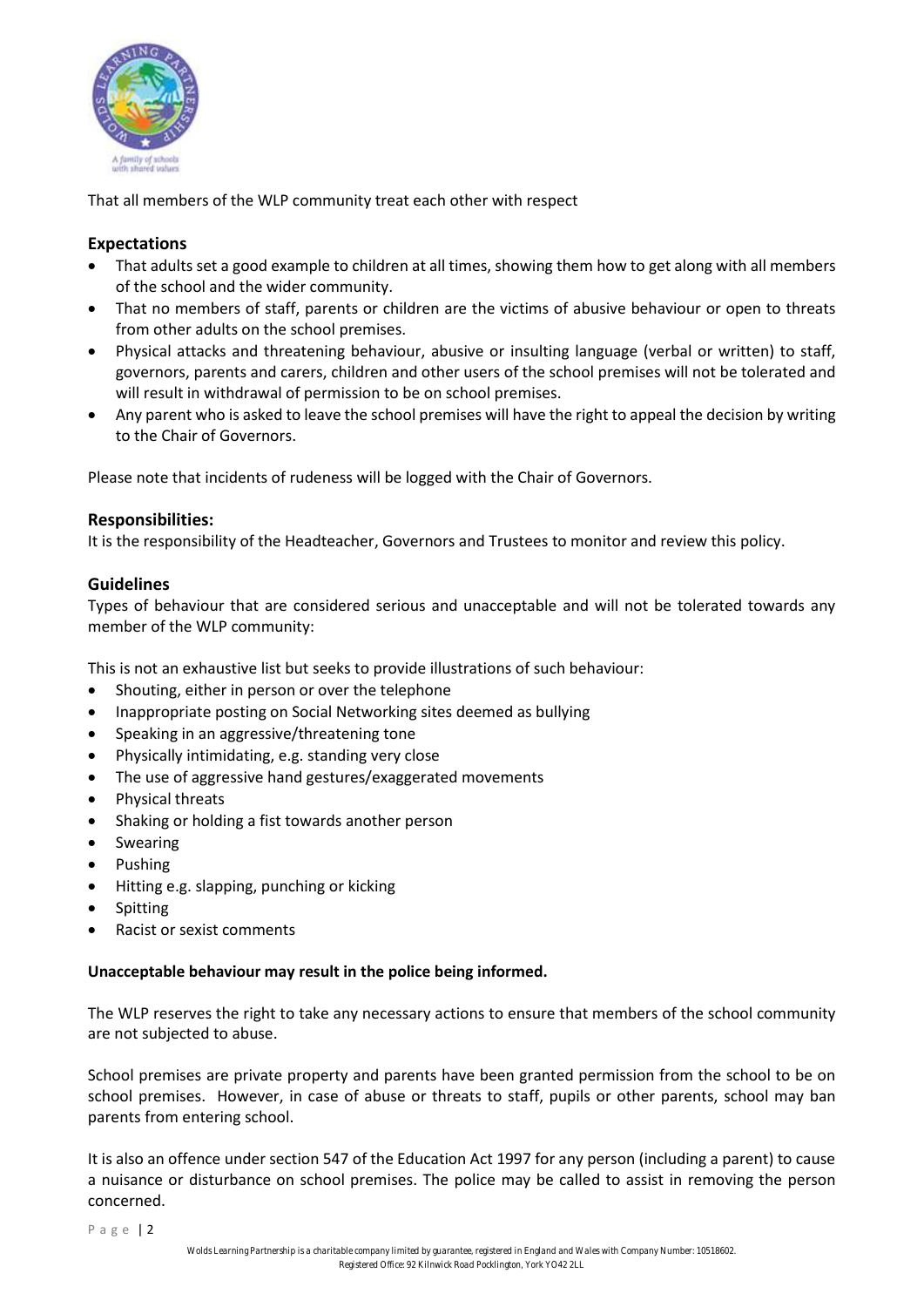That all members of the WLP community treat each other with respect

## Expectations

- That adults set a good example to children at all times, showing them how to get along with all members of the school and the wider community.
- That no members of staff, parents or children are the victims of abusive behaviour or open to threats from other adults on the school premises.
- Physical attacks and threatening behaviour, abusive or insulting language (verbal or written) to staff, governors, parents and carers, children and other users of the school premises will not be tolerated and will result in withdrawal of permission to be on school premises.
- Any parent who is asked to leave the school premises will have the right to appeal the decision by writing to the Chair of Governors.

Please note that incidents of rudeness will be logged with the Chair of Governors.

## Responsibilities:

It is the responsibility of the Headteacher, Governors and Trustees to monitor and review this policy.

## Guidelines

Types of behaviour that are considered serious and unacceptable and will not be tolerated towards any member of the WLP community:

This is not an exhaustive list but seeks to provide illustrations of such behaviour:

- Shouting, either in person or over the telephone
- Inappropriate posting on Social Networking sites deemed as bullying
- Speaking in an aggressive/threatening tone
- Physically intimidating, e.g. standing very close
- The use of aggressive hand gestures/exaggerated movements
- Physical threats
- Shaking or holding a fist towards another person
- Swearing
- Pushing
- Hitting e.g. slapping, punching or kicking
- Spitting
- Racist or sexist comments

**Unacceptable behaviour may result in the police being informed.**

The WLP reserves the right to take any necessary actions to ensure that members of the school community are not subjected to abuse.

School premises are private property and parents have been granted permission from the school to be on school premises. However, in case of abuse or threats to staff, pupils or other parents, school may ban parents from entering school.

It is also an offence under section 547 of the Education Act 1997 for any person (including a parent) to cause a nuisance or disturbance on school premises. The police may be called to assist in removing the person concerned.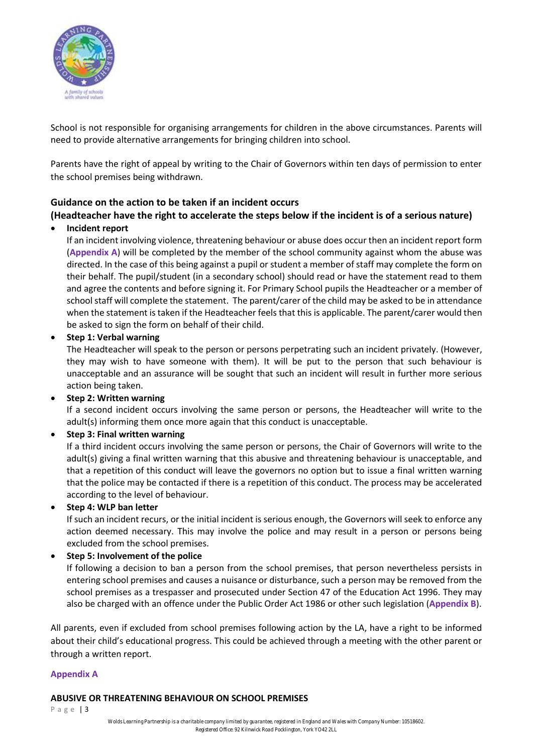School is not responsible for organising arrangements for children in the above circumstances. Parents will need to provide alternative arrangements for bringing children into school.

Parents have the right of appeal by writing to the Chair of Governors within ten days of permission to enter the school premises being withdrawn.

### Guidance on the action to be taken if an incident occurs
### (Headteacher have the right to accelerate the steps below if the incident is of a serious nature)

- **Incident report**
  If an incident involving violence, threatening behaviour or abuse does occur then an incident report form (**Appendix A**) will be completed by the member of the school community against whom the abuse was directed. In the case of this being against a pupil or student a member of staff may complete the form on their behalf. The pupil/student (in a secondary school) should read or have the statement read to them and agree the contents and before signing it. For Primary School pupils the Headteacher or a member of school staff will complete the statement. The parent/carer of the child may be asked to be in attendance when the statement is taken if the Headteacher feels that this is applicable. The parent/carer would then be asked to sign the form on behalf of their child.
- **Step 1: Verbal warning**
  The Headteacher will speak to the person or persons perpetrating such an incident privately. (However, they may wish to have someone with them). It will be put to the person that such behaviour is unacceptable and an assurance will be sought that such an incident will result in further more serious action being taken.
- **Step 2: Written warning**
  If a second incident occurs involving the same person or persons, the Headteacher will write to the adult(s) informing them once more again that this conduct is unacceptable.
- **Step 3: Final written warning**
  If a third incident occurs involving the same person or persons, the Chair of Governors will write to the adult(s) giving a final written warning that this abusive and threatening behaviour is unacceptable, and that a repetition of this conduct will leave the governors no option but to issue a final written warning that the police may be contacted if there is a repetition of this conduct. The process may be accelerated according to the level of behaviour.
- **Step 4: WLP ban letter**
  If such an incident recurs, or the initial incident is serious enough, the Governors will seek to enforce any action deemed necessary. This may involve the police and may result in a person or persons being excluded from the school premises.
- **Step 5: Involvement of the police**
  If following a decision to ban a person from the school premises, that person nevertheless persists in entering school premises and causes a nuisance or disturbance, such a person may be removed from the school premises as a trespasser and prosecuted under Section 47 of the Education Act 1996. They may also be charged with an offence under the Public Order Act 1986 or other such legislation (**Appendix B**).

All parents, even if excluded from school premises following action by the LA, have a right to be informed about their child's educational progress. This could be achieved through a meeting with the other parent or through a written report.

## Appendix A

**ABUSIVE OR THREATENING BEHAVIOUR ON SCHOOL PREMISES**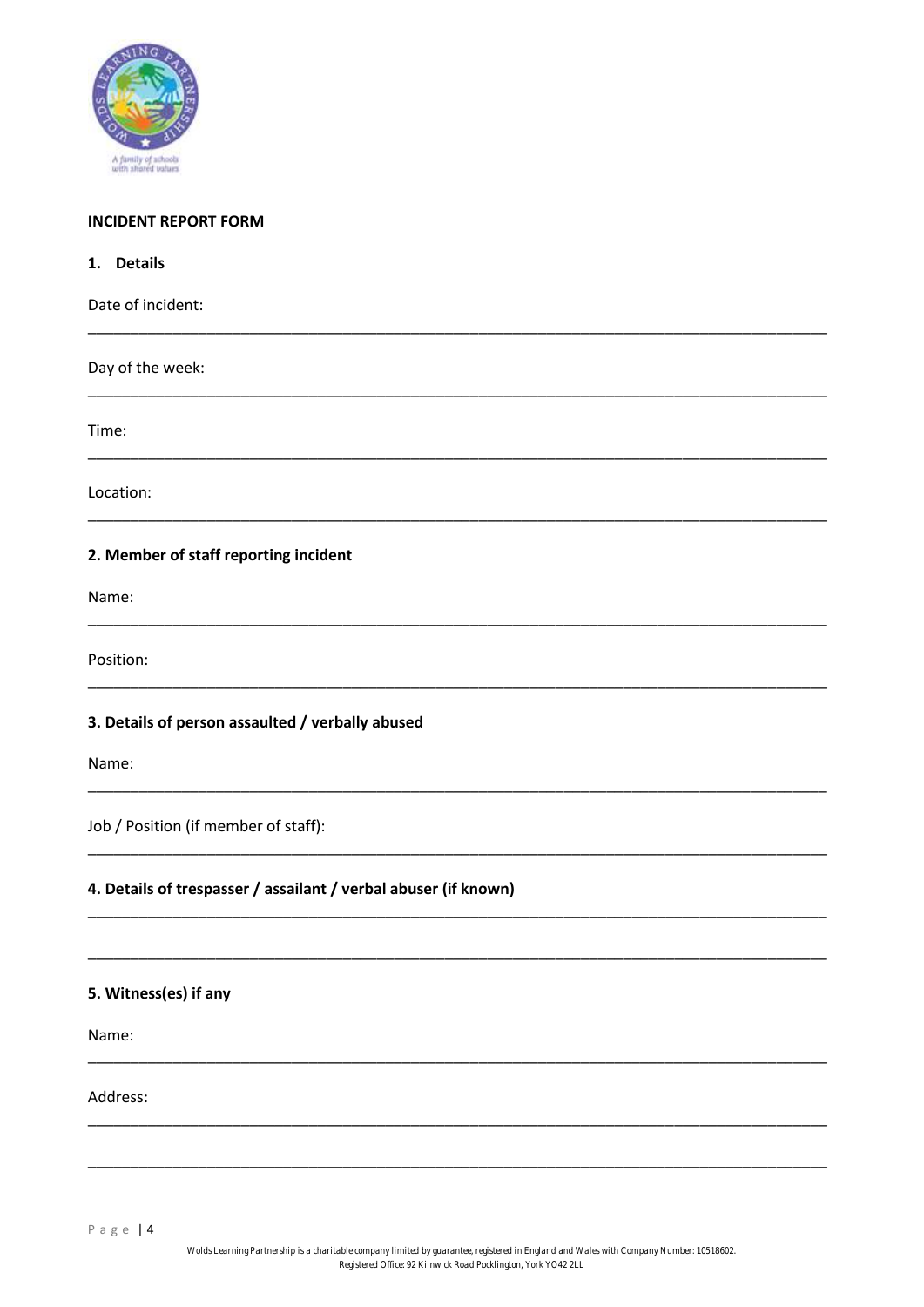**INCIDENT REPORT FORM**

**1. Details**

Date of incident:

______________________________________________________________________________

Day of the week:

______________________________________________________________________________

Time:

______________________________________________________________________________

Location:

______________________________________________________________________________

**2. Member of staff reporting incident**

Name:

______________________________________________________________________________

Position:

______________________________________________________________________________

**3. Details of person assaulted / verbally abused**

Name:

______________________________________________________________________________

Job / Position (if member of staff):

______________________________________________________________________________

**4. Details of trespasser / assailant / verbal abuser (if known)**

______________________________________________________________________________

______________________________________________________________________________

**5. Witness(es) if any**

Name:

______________________________________________________________________________

Address:

______________________________________________________________________________

______________________________________________________________________________

Wolds Learning Partnership is a charitable company limited by guarantee, registered in England and Wales with Company Number: 10518602.
Registered Office: 92 Kilnwick Road Pocklington, York YO42 2LL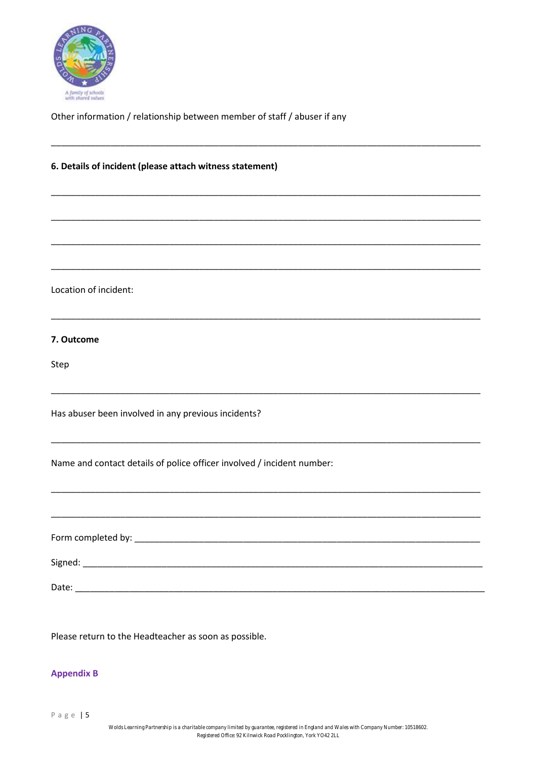Other information / relationship between member of staff / abuser if any

_______________________________________________________________________________

**6. Details of incident (please attach witness statement)**

_______________________________________________________________________________

_______________________________________________________________________________

_______________________________________________________________________________

_______________________________________________________________________________

Location of incident:

_______________________________________________________________________________

**7. Outcome**

Step

_______________________________________________________________________________

Has abuser been involved in any previous incidents?

_______________________________________________________________________________

Name and contact details of police officer involved / incident number:

_______________________________________________________________________________

_______________________________________________________________________________

Form completed by: _____________________________________________________________

Signed: _______________________________________________________________________

Date: _________________________________________________________________________

Please return to the Headteacher as soon as possible.

## Appendix B

Wolds Learning Partnership is a charitable company limited by guarantee, registered in England and Wales with Company Number: 10518602.
Registered Office: 92 Kilnwick Road Pocklington, York YO42 2LL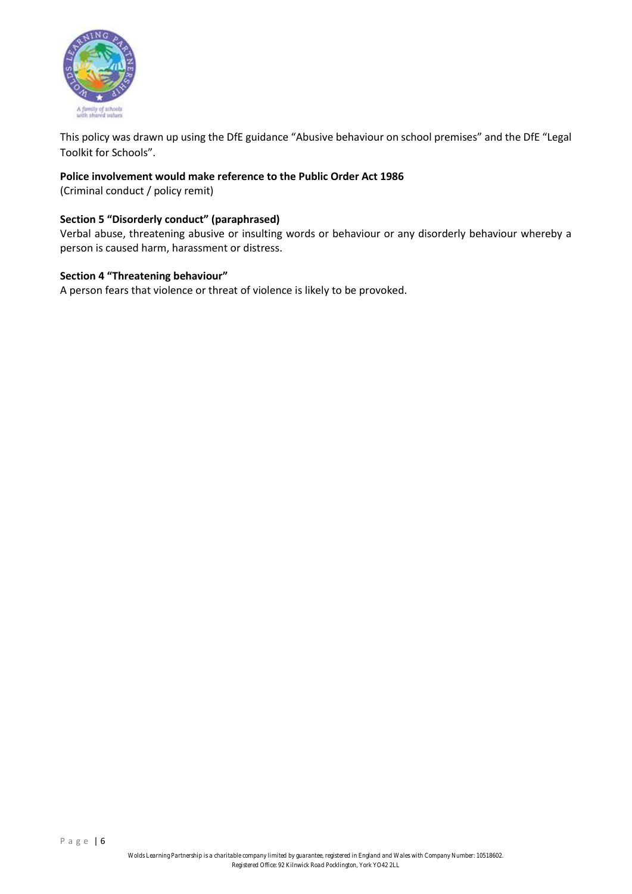This policy was drawn up using the DfE guidance "Abusive behaviour on school premises" and the DfE "Legal Toolkit for Schools".

**Police involvement would make reference to the Public Order Act 1986**
(Criminal conduct / policy remit)

**Section 5 "Disorderly conduct" (paraphrased)**
Verbal abuse, threatening abusive or insulting words or behaviour or any disorderly behaviour whereby a person is caused harm, harassment or distress.

**Section 4 "Threatening behaviour"**
A person fears that violence or threat of violence is likely to be provoked.